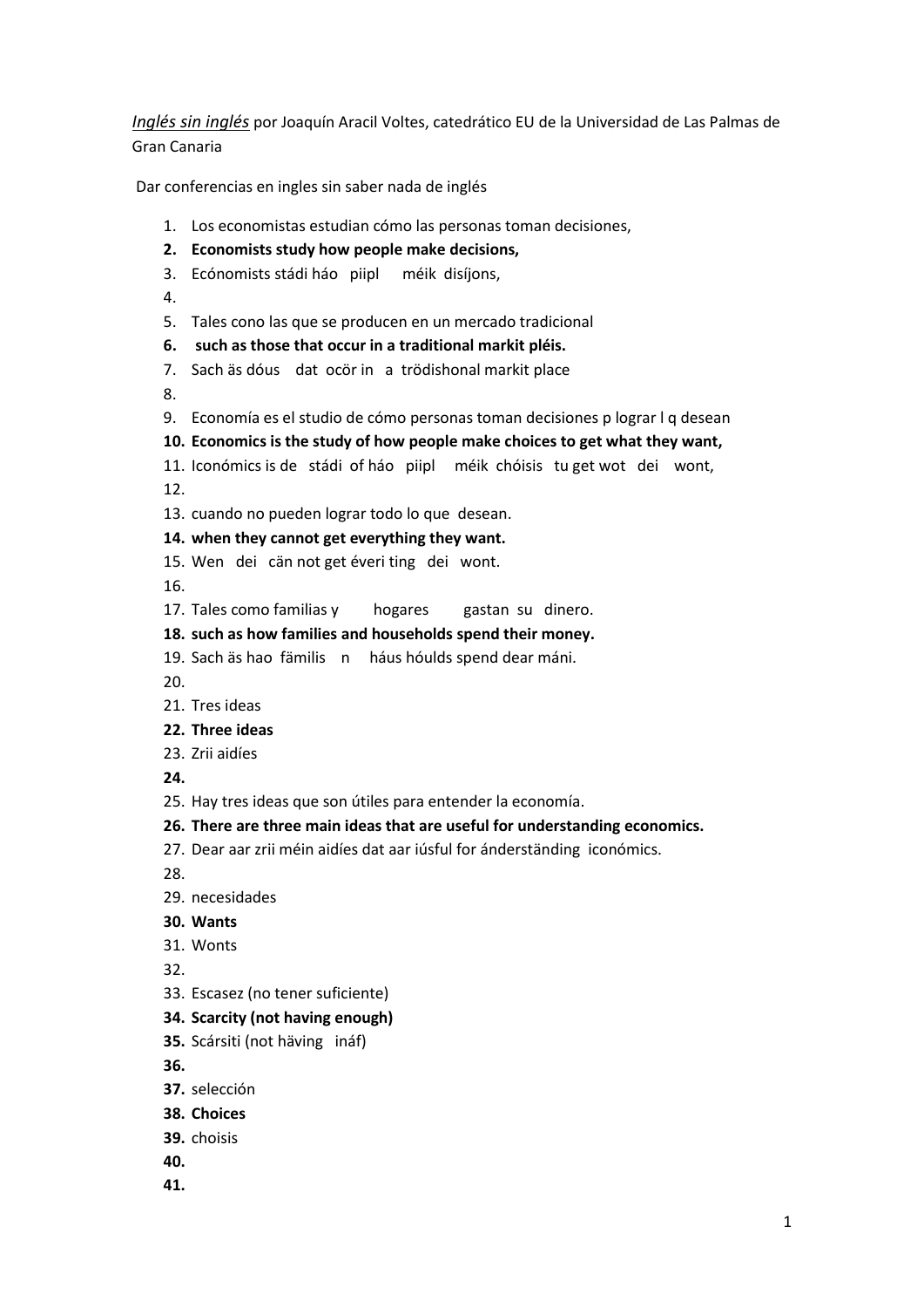*Inglés sin inglés* por Joaquín Aracil Voltes, catedrático EU de la Universidad de Las Palmas de Gran Canaria

Dar conferencias en ingles sin saber nada de inglés

1. Los economistas estudian cómo las personas toman decisiones,
2. **Economists study how people make decisions,**
3. Ecónomists stádi háo piipl méik disíjons,
4. 
5. Tales cono las que se producen en un mercado tradicional
6. **such as those that occur in a traditional markit pléis.**
7. Sach äs dóus dat ocör in a trödishonal markit place
8. 
9. Economía es el studio de cómo personas toman decisiones p lograr l q desean
10. **Economics is the study of how people make choices to get what they want,**
11. Iconómics is de stádi of háo piipl méik chóisis tu get wot dei wont,
12. 
13. cuando no pueden lograr todo lo que desean.
14. **when they cannot get everything they want.**
15. Wen dei cän not get éveri ting dei wont.
16. 
17. Tales como familias y hogares gastan su dinero.
18. **such as how families and households spend their money.**
19. Sach äs hao fämilis n háus hóulds spend dear máni.
20. 
21. Tres ideas
22. **Three ideas**
23. Zrii aidíes
24. 
25. Hay tres ideas que son útiles para entender la economía.
26. **There are three main ideas that are useful for understanding economics.**
27. Dear aar zrii méin aidíes dat aar iúsful for ánderständing iconómics.
28. 
29. necesidades
30. **Wants**
31. Wonts
32. 
33. Escasez (no tener suficiente)
34. **Scarcity (not having enough)**
35. Scársiti (not häving ináf)
36. 
37. selección
38. **Choices**
39. choisis
40. 
41.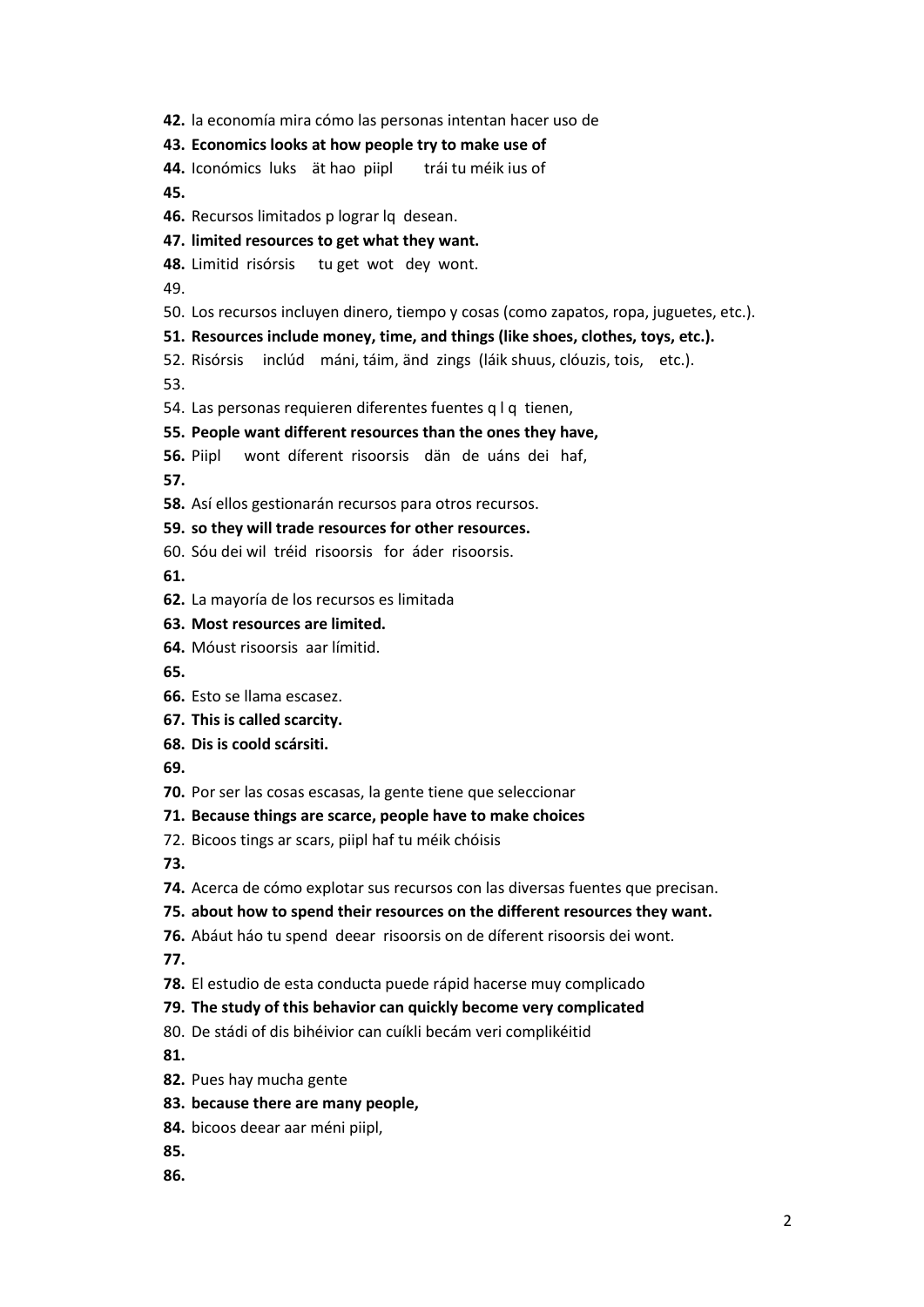**42.** la economía mira cómo las personas intentan hacer uso de

**43. Economics looks at how people try to make use of**

**44.** Iconómics luks ät hao piipl trái tu méik ius of

**45.**

**46.** Recursos limitados p lograr lq desean.

**47. limited resources to get what they want.**

**48.** Limitid risórsis tu get wot dey wont.

49.

50. Los recursos incluyen dinero, tiempo y cosas (como zapatos, ropa, juguetes, etc.).

**51. Resources include money, time, and things (like shoes, clothes, toys, etc.).**

52. Risórsis inclúd máni, táim, änd zings (láik shuus, clóuzis, tois, etc.).

53.

54. Las personas requieren diferentes fuentes q l q tienen,

**55. People want different resources than the ones they have,**

**56.** Piipl wont díferent risoorsis dän de uáns dei haf,

**57.**

**58.** Así ellos gestionarán recursos para otros recursos.

**59. so they will trade resources for other resources.**

60. Sóu dei wil tréid risoorsis for áder risoorsis.

**61.**

**62.** La mayoría de los recursos es limitada

**63. Most resources are limited.**

**64.** Móust risoorsis aar límitid.

**65.**

**66.** Esto se llama escasez.

**67. This is called scarcity.**

**68. Dis is coold scársiti.**

**69.**

**70.** Por ser las cosas escasas, la gente tiene que seleccionar

**71. Because things are scarce, people have to make choices**

72. Bicoos tings ar scars, piipl haf tu méik chóisis

**73.**

**74.** Acerca de cómo explotar sus recursos con las diversas fuentes que precisan.

**75. about how to spend their resources on the different resources they want.**

**76.** Abáut háo tu spend deear risoorsis on de díferent risoorsis dei wont.

**77.**

**78.** El estudio de esta conducta puede rápid hacerse muy complicado

**79. The study of this behavior can quickly become very complicated**

80. De stádi of dis bihéivior can cuíkli becám veri complikéitid

**81.**

**82.** Pues hay mucha gente

**83. because there are many people,**

**84.** bicoos deear aar méni piipl,

**85.**

**86.**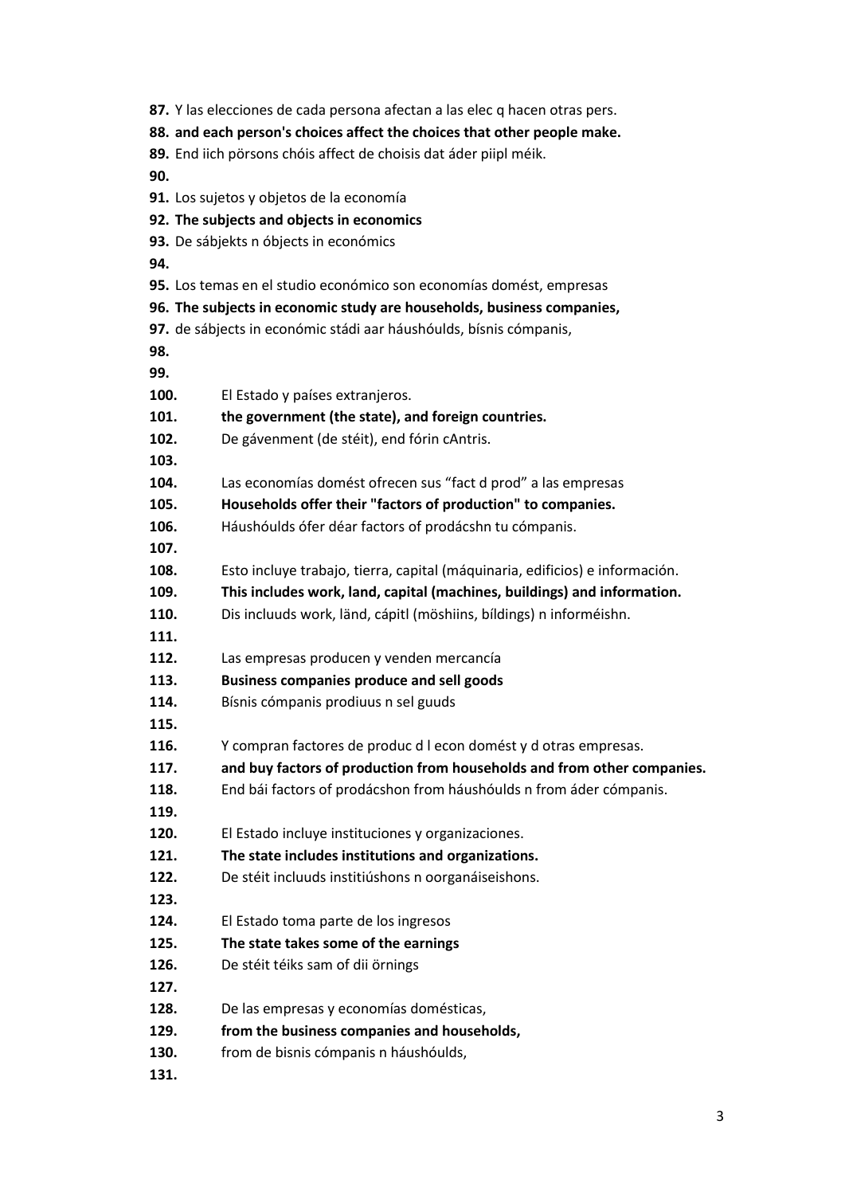**87.** Y las elecciones de cada persona afectan a las elec q hacen otras pers.

**88. and each person's choices affect the choices that other people make.**

**89.** End iich pörsons chóis affect de choisis dat áder piipl méik.

**90.**

**91.** Los sujetos y objetos de la economía

**92. The subjects and objects in economics**

**93.** De sábjekts n óbjects in económics

**94.**

**95.** Los temas en el studio económico son economías domést, empresas

**96. The subjects in economic study are households, business companies,**

**97.** de sábjects in económic stádi aar háushóulds, bísnis cómpanis,

**98.**

**99.**

**100.** El Estado y países extranjeros.

**101. the government (the state), and foreign countries.**

**102.** De gávenment (de stéit), end fórin cAntris.

**103.**

**104.** Las economías domést ofrecen sus "fact d prod" a las empresas

**105. Households offer their "factors of production" to companies.**

**106.** Háushóulds ófer déar factors of prodácshn tu cómpanis.

**107.**

**108.** Esto incluye trabajo, tierra, capital (máquinaria, edificios) e información.

**109. This includes work, land, capital (machines, buildings) and information.**

**110.** Dis incluuds work, länd, cápitl (möshiins, bíldings) n informéishn.

**111.**

**112.** Las empresas producen y venden mercancía

**113. Business companies produce and sell goods**

**114.** Bísnis cómpanis prodiuus n sel guuds

**115.**

**116.** Y compran factores de produc d l econ domést y d otras empresas.

**117. and buy factors of production from households and from other companies.**

**118.** End bái factors of prodácshon from háushóulds n from áder cómpanis.

**119.**

**120.** El Estado incluye instituciones y organizaciones.

**121. The state includes institutions and organizations.**

**122.** De stéit incluuds institiúshons n oorganáiseishons.

**123.**

**124.** El Estado toma parte de los ingresos

**125. The state takes some of the earnings**

**126.** De stéit téiks sam of dii örnings

**127.**

**128.** De las empresas y economías domésticas,

**129. from the business companies and households,**

**130.** from de bisnis cómpanis n háushóulds,

**131.**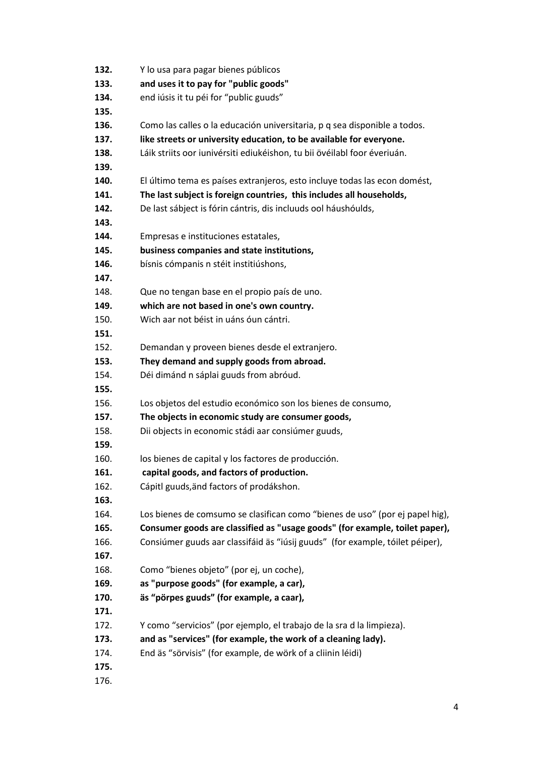**132.** Y lo usa para pagar bienes públicos
**133.** **and uses it to pay for "public goods"**
**134.** end iúsis it tu péi for “public guuds”
**135.**
**136.** Como las calles o la educación universitaria, p q sea disponible a todos.
**137.** **like streets or university education, to be available for everyone.**
**138.** Láik striits oor iunivérsiti ediukéishon, tu bii övéilabl foor éveriuán.
**139.**
**140.** El último tema es países extranjeros, esto incluye todas las econ domést,
**141.** **The last subject is foreign countries, this includes all households,**
**142.** De last sábject is fórin cántris, dis incluuds ool háushóulds,
**143.**
**144.** Empresas e instituciones estatales,
**145.** **business companies and state institutions,**
**146.** bísnis cómpanis n stéit institiúshons,
**147.**
148. Que no tengan base en el propio país de uno.
**149.** **which are not based in one's own country.**
150. Wich aar not béist in uáns óun cántri.
**151.**
152. Demandan y proveen bienes desde el extranjero.
**153.** **They demand and supply goods from abroad.**
154. Déi dimánd n sáplai guuds from abróud.
**155.**
156. Los objetos del estudio económico son los bienes de consumo,
**157.** **The objects in economic study are consumer goods,**
158. Dii objects in economic stádi aar consiúmer guuds,
**159.**
160. los bienes de capital y los factores de producción.
**161.** **capital goods, and factors of production.**
162. Cápitl guuds,änd factors of prodákshon.
**163.**
164. Los bienes de comsumo se clasifican como “bienes de uso” (por ej papel hig),
**165.** **Consumer goods are classified as "usage goods" (for example, toilet paper),**
166. Consiúmer guuds aar classifáid äs “iúsij guuds” (for example, tóilet péiper),
**167.**
168. Como “bienes objeto” (por ej, un coche),
**169.** **as "purpose goods" (for example, a car),**
**170.** **äs “pörpes guuds” (for example, a caar),**
**171.**
172. Y como “servicios” (por ejemplo, el trabajo de la sra d la limpieza).
**173.** **and as "services" (for example, the work of a cleaning lady).**
174. End äs “sörvisis” (for example, de wörk of a cliinin léidi)
**175.**
176.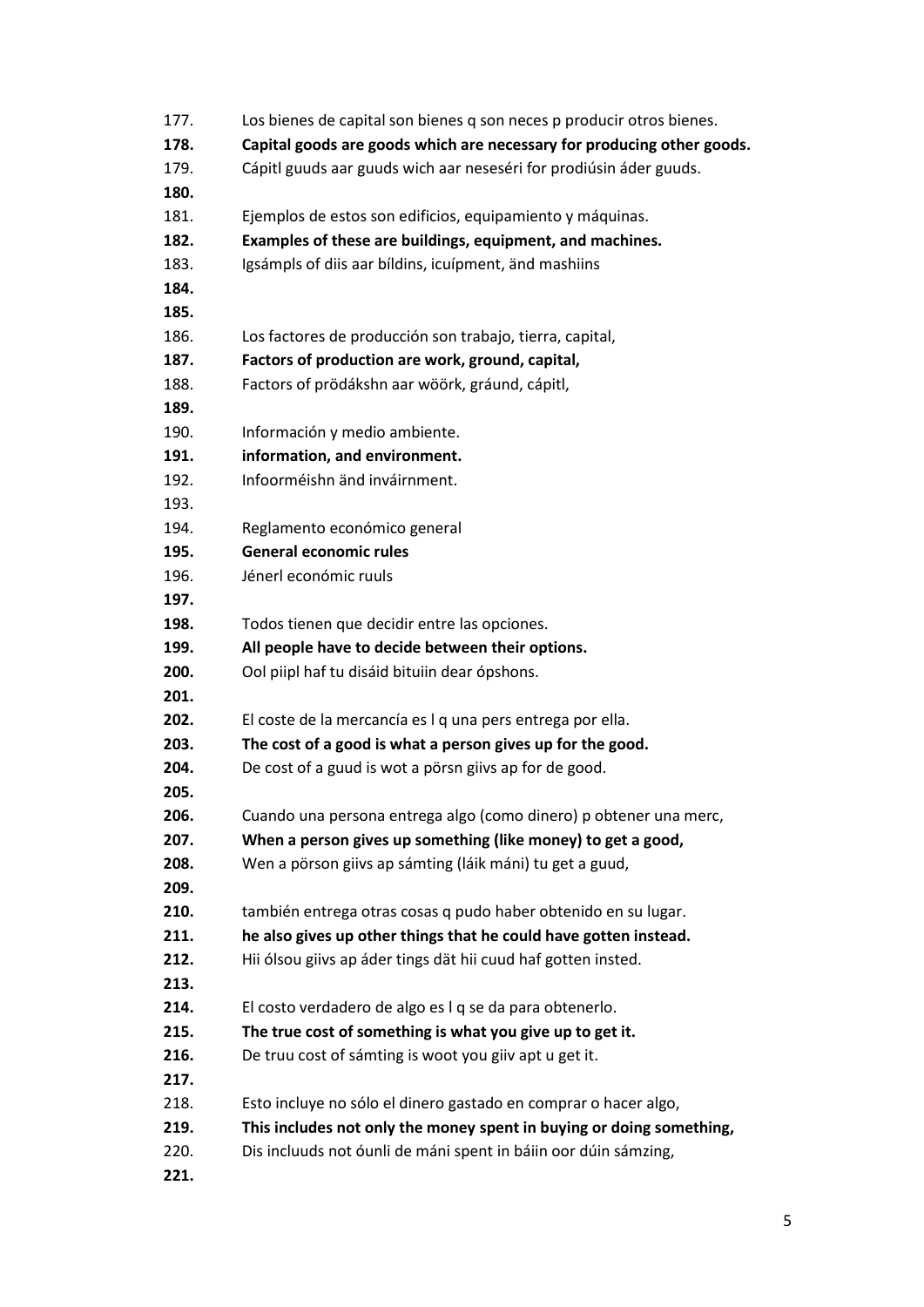177. Los bienes de capital son bienes q son neces p producir otros bienes.
**178. Capital goods are goods which are necessary for producing other goods.**
179. Cápitl guuds aar guuds wich aar neseséri for prodiúsin áder guuds.
**180.**
181. Ejemplos de estos son edificios, equipamiento y máquinas.
**182. Examples of these are buildings, equipment, and machines.**
183. Igsámpls of diis aar bíldins, icuípment, änd mashiins
**184.**
**185.**
186. Los factores de producción son trabajo, tierra, capital,
**187. Factors of production are work, ground, capital,**
188. Factors of prödákshn aar wöörk, gráund, cápitl,
**189.**
190. Información y medio ambiente.
**191. information, and environment.**
192. Infoorméishn änd inváirnment.
193.
194. Reglamento económico general
**195. General economic rules**
196. Jénerl económic ruuls
**197.**
**198.** Todos tienen que decidir entre las opciones.
**199. All people have to decide between their options.**
**200.** Ool piipl haf tu disáid bituiin dear ópshons.
**201.**
**202.** El coste de la mercancía es l q una pers entrega por ella.
**203. The cost of a good is what a person gives up for the good.**
**204.** De cost of a guud is wot a pörsn giivs ap for de good.
**205.**
**206.** Cuando una persona entrega algo (como dinero) p obtener una merc,
**207. When a person gives up something (like money) to get a good,**
**208.** Wen a pörson giivs ap sámting (láik máni) tu get a guud,
**209.**
**210.** también entrega otras cosas q pudo haber obtenido en su lugar.
**211. he also gives up other things that he could have gotten instead.**
**212.** Hii ólsou giivs ap áder tings dät hii cuud haf gotten insted.
**213.**
**214.** El costo verdadero de algo es l q se da para obtenerlo.
**215. The true cost of something is what you give up to get it.**
**216.** De truu cost of sámting is woot you giiv apt u get it.
**217.**
218. Esto incluye no sólo el dinero gastado en comprar o hacer algo,
**219. This includes not only the money spent in buying or doing something,**
220. Dis incluuds not óunli de máni spent in báiin oor dúin sámzing,
**221.**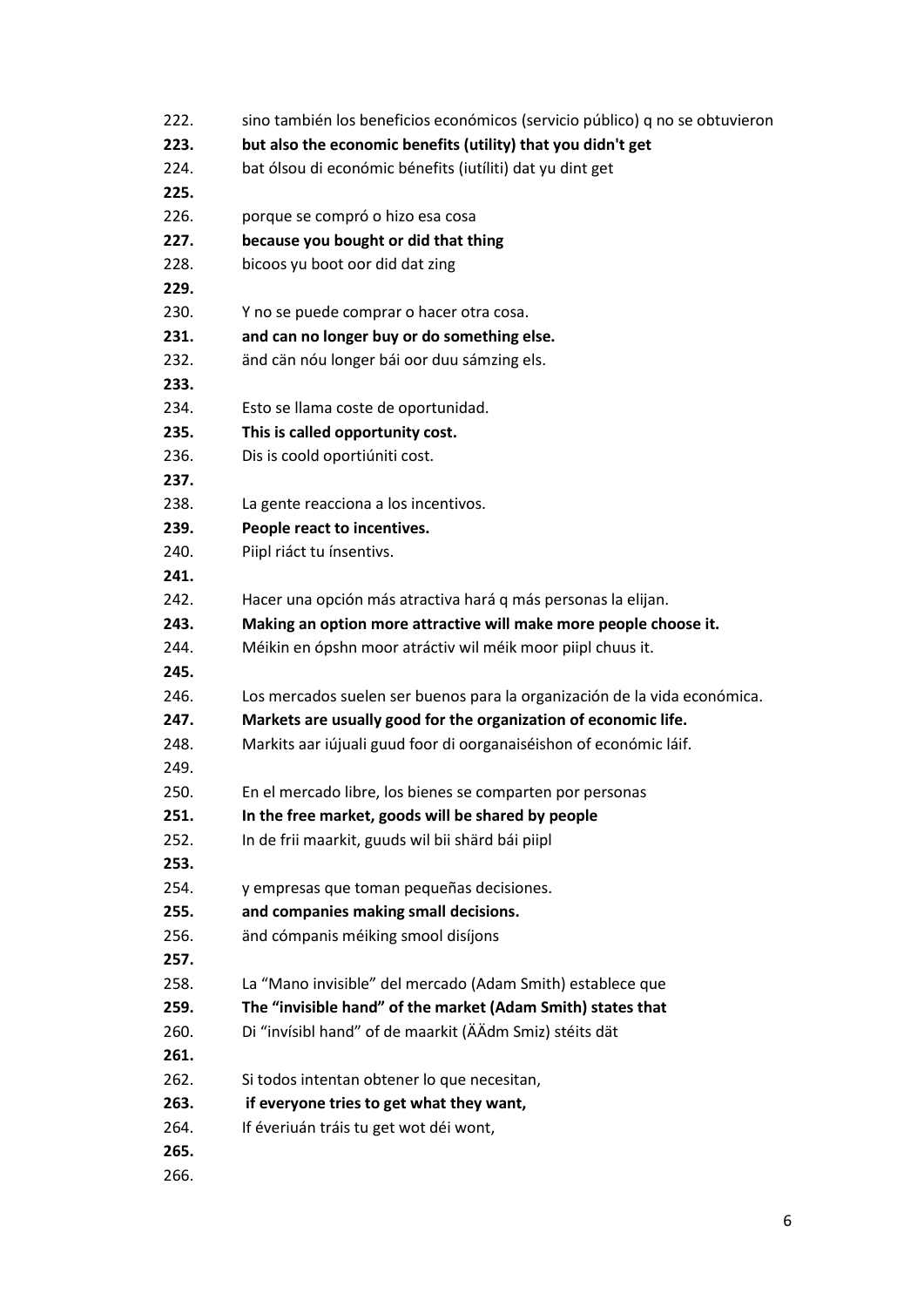222. sino también los beneficios económicos (servicio público) q no se obtuvieron

**223. but also the economic benefits (utility) that you didn't get**

224. bat ólsou di económic bénefits (iutíliti) dat yu dint get

**225.**

226. porque se compró o hizo esa cosa

**227. because you bought or did that thing**

228. bicoos yu boot oor did dat zing

**229.**

230. Y no se puede comprar o hacer otra cosa.

**231. and can no longer buy or do something else.**

232. änd cän nóu longer bái oor duu sámzing els.

**233.**

234. Esto se llama coste de oportunidad.

**235. This is called opportunity cost.**

236. Dis is coold oportiúniti cost.

**237.**

238. La gente reacciona a los incentivos.

**239. People react to incentives.**

240. Piipl riáct tu ínsentivs.

**241.**

242. Hacer una opción más atractiva hará q más personas la elijan.

**243. Making an option more attractive will make more people choose it.**

244. Méikin en ópshn moor atráctiv wil méik moor piipl chuus it.

**245.**

246. Los mercados suelen ser buenos para la organización de la vida económica.

**247. Markets are usually good for the organization of economic life.**

248. Markits aar iújuali guud foor di oorganaiséishon of económic láif.

249.

250. En el mercado libre, los bienes se comparten por personas

**251. In the free market, goods will be shared by people**

252. In de frii maarkit, guuds wil bii shärd bái piipl

**253.**

254. y empresas que toman pequeñas decisiones.

**255. and companies making small decisions.**

256. änd cómpanis méiking smool disíjons

**257.**

258. La "Mano invisible" del mercado (Adam Smith) establece que

**259. The "invisible hand" of the market (Adam Smith) states that**

260. Di "invísibl hand" of de maarkit (ÄÄdm Smiz) stéits dät

**261.**

262. Si todos intentan obtener lo que necesitan,

**263. if everyone tries to get what they want,**

264. If éveriuán tráis tu get wot déi wont,

**265.**

266.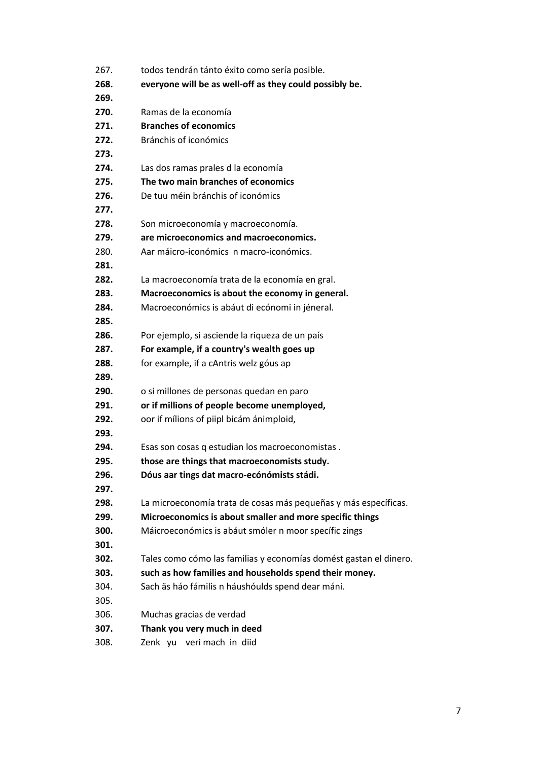267. todos tendrán tánto éxito como sería posible.
**268. everyone will be as well-off as they could possibly be.**
**269.**
**270.** Ramas de la economía
**271. Branches of economics**
**272.** Bránchis of iconómics
**273.**
**274.** Las dos ramas prales d la economía
**275. The two main branches of economics**
**276.** De tuu méin bránchis of iconómics
**277.**
**278.** Son microeconomía y macroeconomía.
**279. are microeconomics and macroeconomics.**
280. Aar máicro-iconómics n macro-iconómics.
**281.**
**282.** La macroeconomía trata de la economía en gral.
**283. Macroeconomics is about the economy in general.**
**284.** Macroeconómics is abáut di ecónomi in jéneral.
**285.**
**286.** Por ejemplo, si asciende la riqueza de un país
**287. For example, if a country's wealth goes up**
**288.** for example, if a cAntris welz góus ap
**289.**
**290.** o si millones de personas quedan en paro
**291. or if millions of people become unemployed,**
**292.** oor if mílions of piipl bicám ánimploid,
**293.**
**294.** Esas son cosas q estudian los macroeconomistas .
**295. those are things that macroeconomists study.**
**296. Dóus aar tings dat macro-ecónómists stádi.**
**297.**
**298.** La microeconomía trata de cosas más pequeñas y más específicas.
**299. Microeconomics is about smaller and more specific things**
**300.** Máicroeconómics is abáut smóler n moor specífic zings
**301.**
**302.** Tales como cómo las familias y economías domést gastan el dinero.
**303. such as how families and households spend their money.**
304. Sach äs háo fámilis n háushóulds spend dear máni.
305.
306. Muchas gracias de verdad
**307. Thank you very much in deed**
308. Zenk yu veri mach in diid